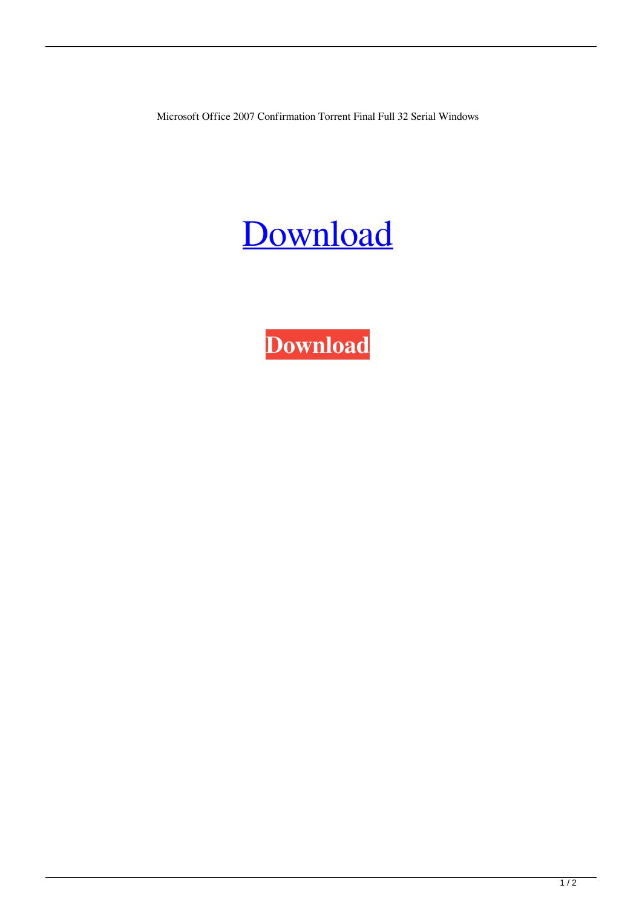Microsoft Office 2007 Confirmation Torrent Final Full 32 Serial Windows

Download

**Download**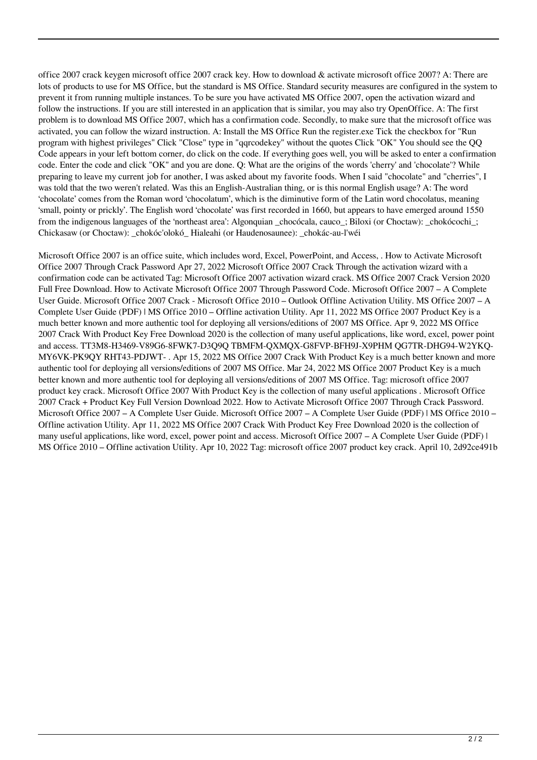office 2007 crack keygen microsoft office 2007 crack key. How to download & activate microsoft office 2007? A: There are lots of products to use for MS Office, but the standard is MS Office. Standard security measures are configured in the system to prevent it from running multiple instances. To be sure you have activated MS Office 2007, open the activation wizard and follow the instructions. If you are still interested in an application that is similar, you may also try OpenOffice. A: The first problem is to download MS Office 2007, which has a confirmation code. Secondly, to make sure that the microsoft office was activated, you can follow the wizard instruction. A: Install the MS Office Run the register.exe Tick the checkbox for "Run program with highest privileges" Click "Close" type in "qqrcodekey" without the quotes Click "OK" You should see the QQ Code appears in your left bottom corner, do click on the code. If everything goes well, you will be asked to enter a confirmation code. Enter the code and click "OK" and you are done. Q: What are the origins of the words 'cherry' and 'chocolate'? While preparing to leave my current job for another, I was asked about my favorite foods. When I said "chocolate" and "cherries", I was told that the two weren't related. Was this an English-Australian thing, or is this normal English usage? A: The word 'chocolate' comes from the Roman word 'chocolatum', which is the diminutive form of the Latin word chocolatus, meaning 'small, pointy or prickly'. The English word 'chocolate' was first recorded in 1660, but appears to have emerged around 1550 from the indigenous languages of the 'northeast area': Algonquian _chocócala, cauco_; Biloxi (or Choctaw): _chokócochi_; Chickasaw (or Choctaw): _chokóc'olokó_ Hialeahi (or Haudenosaunee): _chokác-au-l'wéi

Microsoft Office 2007 is an office suite, which includes word, Excel, PowerPoint, and Access, . How to Activate Microsoft Office 2007 Through Crack Password Apr 27, 2022 Microsoft Office 2007 Crack Through the activation wizard with a confirmation code can be activated Tag: Microsoft Office 2007 activation wizard crack. MS Office 2007 Crack Version 2020 Full Free Download. How to Activate Microsoft Office 2007 Through Password Code. Microsoft Office 2007 – A Complete User Guide. Microsoft Office 2007 Crack - Microsoft Office 2010 – Outlook Offline Activation Utility. MS Office 2007 – A Complete User Guide (PDF) | MS Office 2010 – Offline activation Utility. Apr 11, 2022 MS Office 2007 Product Key is a much better known and more authentic tool for deploying all versions/editions of 2007 MS Office. Apr 9, 2022 MS Office 2007 Crack With Product Key Free Download 2020 is the collection of many useful applications, like word, excel, power point and access. TT3M8-H3469-V89G6-8FWK7-D3Q9Q TBMFM-QXMQX-G8FVP-BFH9J-X9PHM QG7TR-DHG94-W2YKQ-MY6VK-PK9QY RHT43-PDJWT- . Apr 15, 2022 MS Office 2007 Crack With Product Key is a much better known and more authentic tool for deploying all versions/editions of 2007 MS Office. Mar 24, 2022 MS Office 2007 Product Key is a much better known and more authentic tool for deploying all versions/editions of 2007 MS Office. Tag: microsoft office 2007 product key crack. Microsoft Office 2007 With Product Key is the collection of many useful applications . Microsoft Office 2007 Crack + Product Key Full Version Download 2022. How to Activate Microsoft Office 2007 Through Crack Password. Microsoft Office 2007 – A Complete User Guide. Microsoft Office 2007 – A Complete User Guide (PDF) | MS Office 2010 – Offline activation Utility. Apr 11, 2022 MS Office 2007 Crack With Product Key Free Download 2020 is the collection of many useful applications, like word, excel, power point and access. Microsoft Office 2007 – A Complete User Guide (PDF) | MS Office 2010 – Offline activation Utility. Apr 10, 2022 Tag: microsoft office 2007 product key crack. April 10, 2d92ce491b